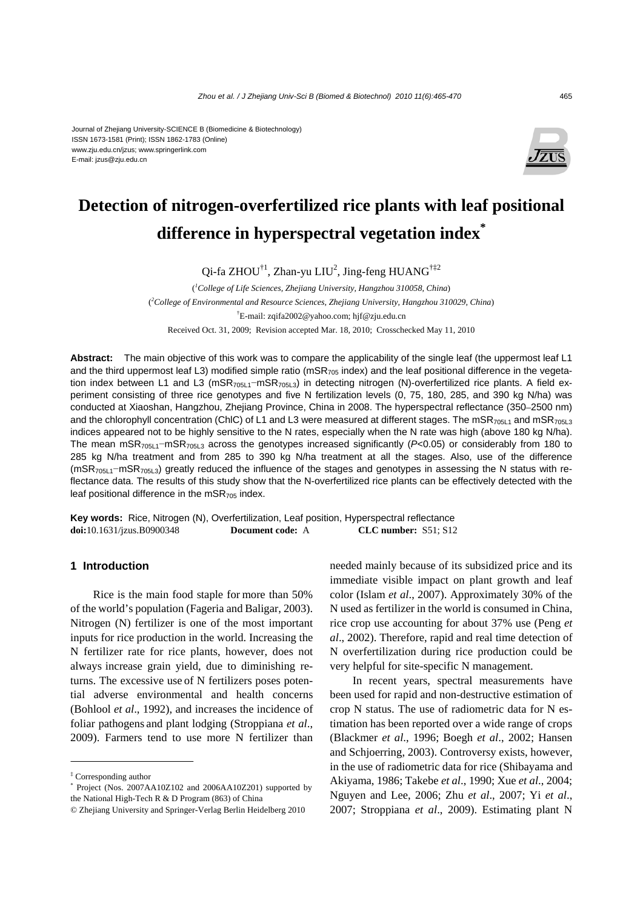Journal of Zhejiang University-SCIENCE B (Biomedicine & Biotechnology)
ISSN 1673-1581 (Print); ISSN 1862-1783 (Online)
www.zju.edu.cn/jzus; www.springerlink.com
E-mail: jzus@zju.edu.cn

# Detection of nitrogen-overfertilized rice plants with leaf positional difference in hyperspectral vegetation index*

Qi-fa ZHOU[†1], Zhan-yu LIU[2], Jing-feng HUANG[†‡2]

([1]*College of Life Sciences, Zhejiang University, Hangzhou 310058, China*)

([2]*College of Environmental and Resource Sciences, Zhejiang University, Hangzhou 310029, China*)

[†]E-mail: zqifa2002@yahoo.com; hjf@zju.edu.cn

Received Oct. 31, 2009; Revision accepted Mar. 18, 2010; Crosschecked May 11, 2010

**Abstract:** The main objective of this work was to compare the applicability of the single leaf (the uppermost leaf L1 and the third uppermost leaf L3) modified simple ratio ($mSR_{705}$ index) and the leaf positional difference in the vegetation index between L1 and L3 ($mSR_{705L1}$–$mSR_{705L3}$) in detecting nitrogen (N)-overfertilized rice plants. A field experiment consisting of three rice genotypes and five N fertilization levels (0, 75, 180, 285, and 390 kg N/ha) was conducted at Xiaoshan, Hangzhou, Zhejiang Province, China in 2008. The hyperspectral reflectance (350–2500 nm) and the chlorophyll concentration (ChlC) of L1 and L3 were measured at different stages. The $mSR_{705L1}$ and $mSR_{705L3}$ indices appeared not to be highly sensitive to the N rates, especially when the N rate was high (above 180 kg N/ha). The mean $mSR_{705L1}$–$mSR_{705L3}$ across the genotypes increased significantly ($P<0.05$) or considerably from 180 to 285 kg N/ha treatment and from 285 to 390 kg N/ha treatment at all the stages. Also, use of the difference ($mSR_{705L1}$−$mSR_{705L3}$) greatly reduced the influence of the stages and genotypes in assessing the N status with reflectance data. The results of this study show that the N-overfertilized rice plants can be effectively detected with the leaf positional difference in the $mSR_{705}$ index.

**Key words:** Rice, Nitrogen (N), Overfertilization, Leaf position, Hyperspectral reflectance
**doi:**10.1631/jzus.B0900348 **Document code:** A **CLC number:** S51; S12

## 1 Introduction

Rice is the main food staple for more than 50% of the world's population (Fageria and Baligar, 2003). Nitrogen (N) fertilizer is one of the most important inputs for rice production in the world. Increasing the N fertilizer rate for rice plants, however, does not always increase grain yield, due to diminishing returns. The excessive use of N fertilizers poses potential adverse environmental and health concerns (Bohlool *et al*., 1992), and increases the incidence of foliar pathogens and plant lodging (Stroppiana *et al*., 2009). Farmers tend to use more N fertilizer than needed mainly because of its subsidized price and its immediate visible impact on plant growth and leaf color (Islam *et al*., 2007). Approximately 30% of the N used as fertilizer in the world is consumed in China, rice crop use accounting for about 37% use (Peng *et al*., 2002). Therefore, rapid and real time detection of N overfertilization during rice production could be very helpful for site-specific N management.

In recent years, spectral measurements have been used for rapid and non-destructive estimation of crop N status. The use of radiometric data for N estimation has been reported over a wide range of crops (Blackmer *et al*., 1996; Boegh *et al*., 2002; Hansen and Schjoerring, 2003). Controversy exists, however, in the use of radiometric data for rice (Shibayama and Akiyama, 1986; Takebe *et al*., 1990; Xue *et al*., 2004; Nguyen and Lee, 2006; Zhu *et al*., 2007; Yi *et al*., 2007; Stroppiana *et al*., 2009). Estimating plant N

---

‡ Corresponding author

\* Project (Nos. 2007AA10Z102 and 2006AA10Z201) supported by the National High-Tech R & D Program (863) of China

© Zhejiang University and Springer-Verlag Berlin Heidelberg 2010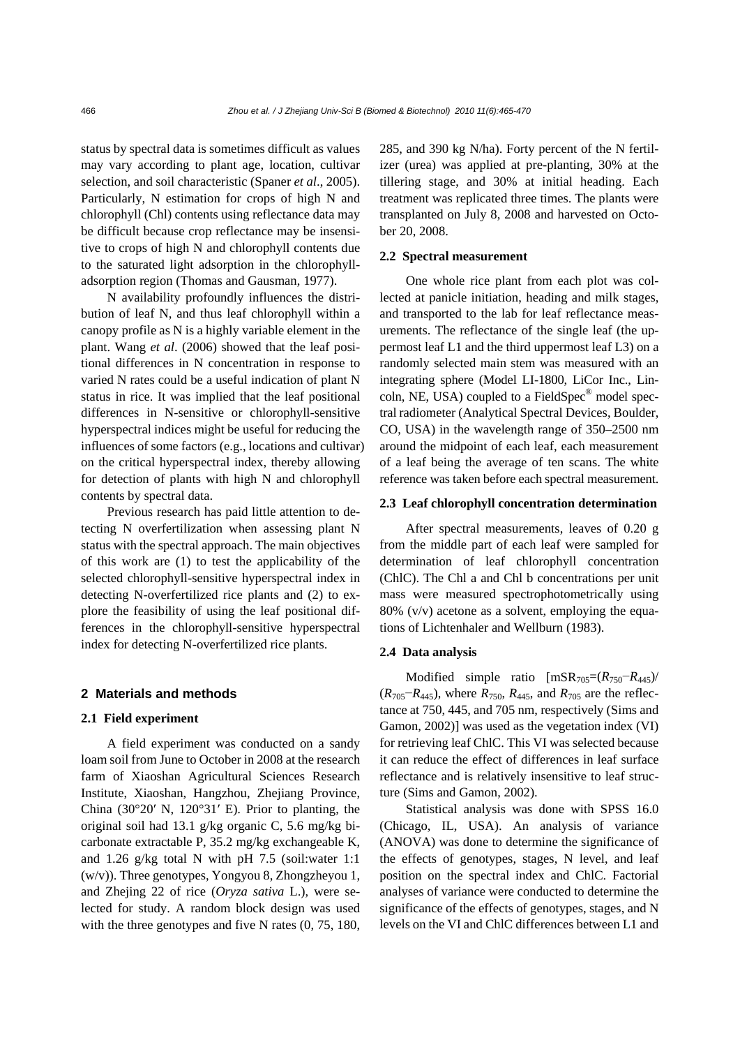status by spectral data is sometimes difficult as values may vary according to plant age, location, cultivar selection, and soil characteristic (Spaner *et al*., 2005). Particularly, N estimation for crops of high N and chlorophyll (Chl) contents using reflectance data may be difficult because crop reflectance may be insensitive to crops of high N and chlorophyll contents due to the saturated light adsorption in the chlorophyll-adsorption region (Thomas and Gausman, 1977).

N availability profoundly influences the distribution of leaf N, and thus leaf chlorophyll within a canopy profile as N is a highly variable element in the plant. Wang *et al*. (2006) showed that the leaf positional differences in N concentration in response to varied N rates could be a useful indication of plant N status in rice. It was implied that the leaf positional differences in N-sensitive or chlorophyll-sensitive hyperspectral indices might be useful for reducing the influences of some factors (e.g., locations and cultivar) on the critical hyperspectral index, thereby allowing for detection of plants with high N and chlorophyll contents by spectral data.

Previous research has paid little attention to detecting N overfertilization when assessing plant N status with the spectral approach. The main objectives of this work are (1) to test the applicability of the selected chlorophyll-sensitive hyperspectral index in detecting N-overfertilized rice plants and (2) to explore the feasibility of using the leaf positional differences in the chlorophyll-sensitive hyperspectral index for detecting N-overfertilized rice plants.

## 2 Materials and methods

### 2.1 Field experiment

A field experiment was conducted on a sandy loam soil from June to October in 2008 at the research farm of Xiaoshan Agricultural Sciences Research Institute, Xiaoshan, Hangzhou, Zhejiang Province, China (30°20′ N, 120°31′ E). Prior to planting, the original soil had 13.1 g/kg organic C, 5.6 mg/kg bicarbonate extractable P, 35.2 mg/kg exchangeable K, and 1.26 g/kg total N with pH 7.5 (soil:water 1:1 (w/v)). Three genotypes, Yongyou 8, Zhongzheyou 1, and Zhejing 22 of rice (*Oryza sativa* L.), were selected for study. A random block design was used with the three genotypes and five N rates (0, 75, 180, 285, and 390 kg N/ha). Forty percent of the N fertilizer (urea) was applied at pre-planting, 30% at the tillering stage, and 30% at initial heading. Each treatment was replicated three times. The plants were transplanted on July 8, 2008 and harvested on October 20, 2008.

### 2.2 Spectral measurement

One whole rice plant from each plot was collected at panicle initiation, heading and milk stages, and transported to the lab for leaf reflectance measurements. The reflectance of the single leaf (the uppermost leaf L1 and the third uppermost leaf L3) on a randomly selected main stem was measured with an integrating sphere (Model LI-1800, LiCor Inc., Lincoln, NE, USA) coupled to a FieldSpec® model spectral radiometer (Analytical Spectral Devices, Boulder, CO, USA) in the wavelength range of 350–2500 nm around the midpoint of each leaf, each measurement of a leaf being the average of ten scans. The white reference was taken before each spectral measurement.

### 2.3 Leaf chlorophyll concentration determination

After spectral measurements, leaves of 0.20 g from the middle part of each leaf were sampled for determination of leaf chlorophyll concentration (ChlC). The Chl a and Chl b concentrations per unit mass were measured spectrophotometrically using 80% (v/v) acetone as a solvent, employing the equations of Lichtenhaler and Wellburn (1983).

### 2.4 Data analysis

Modified simple ratio [$mSR_{705}=(R_{750}-R_{445})/(R_{705}-R_{445})$, where $R_{750}$, $R_{445}$, and $R_{705}$ are the reflectance at 750, 445, and 705 nm, respectively (Sims and Gamon, 2002)] was used as the vegetation index (VI) for retrieving leaf ChlC. This VI was selected because it can reduce the effect of differences in leaf surface reflectance and is relatively insensitive to leaf structure (Sims and Gamon, 2002).

Statistical analysis was done with SPSS 16.0 (Chicago, IL, USA). An analysis of variance (ANOVA) was done to determine the significance of the effects of genotypes, stages, N level, and leaf position on the spectral index and ChlC. Factorial analyses of variance were conducted to determine the significance of the effects of genotypes, stages, and N levels on the VI and ChlC differences between L1 and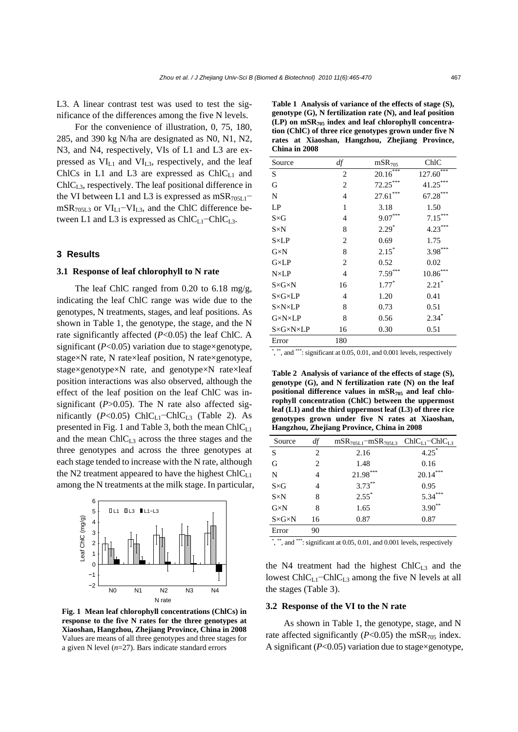L3. A linear contrast test was used to test the significance of the differences among the five N levels.

For the convenience of illustration, 0, 75, 180, 285, and 390 kg N/ha are designated as N0, N1, N2, N3, and N4, respectively, VIs of L1 and L3 are expressed as $VI_{L1}$ and $VI_{L3}$, respectively, and the leaf ChlCs in L1 and L3 are expressed as $ChlC_{L1}$ and $ChlC_{L3}$, respectively. The leaf positional difference in the VI between L1 and L3 is expressed as $mSR_{705L1}-mSR_{705L3}$ or $VI_{L1}-VI_{L3}$, and the ChlC difference between L1 and L3 is expressed as $ChlC_{L1}-ChlC_{L3}$.

## 3 Results

### 3.1 Response of leaf chlorophyll to N rate

The leaf ChlC ranged from 0.20 to 6.18 mg/g, indicating the leaf ChlC range was wide due to the genotypes, N treatments, stages, and leaf positions. As shown in Table 1, the genotype, the stage, and the N rate significantly affected ($P$<0.05) the leaf ChlC. A significant ($P$<0.05) variation due to stage×genotype, stage×N rate, N rate×leaf position, N rate×genotype, stage×genotype×N rate, and genotype×N rate×leaf position interactions was also observed, although the effect of the leaf position on the leaf ChlC was insignificant ($P$>0.05). The N rate also affected significantly ($P$<0.05) $ChlC_{L1}-ChlC_{L3}$ (Table 2). As presented in Fig. 1 and Table 3, both the mean $ChlC_{L1}$ and the mean $ChlC_{L3}$ across the three stages and the three genotypes and across the three genotypes at each stage tended to increase with the N rate, although the N2 treatment appeared to have the highest $ChlC_{L1}$ among the N treatments at the milk stage. In particular, the N4 treatment had the highest $ChlC_{L3}$ and the lowest $ChlC_{L1}-ChlC_{L3}$ among the five N levels at all the stages (Table 3).

**Fig. 1 Mean leaf chlorophyll concentrations (ChlCs) in response to the five N rates for the three genotypes at Xiaoshan, Hangzhou, Zhejiang Province, China in 2008**
Values are means of all three genotypes and three stages for a given N level ($n$=27). Bars indicate standard errors

### 3.2 Response of the VI to the N rate

As shown in Table 1, the genotype, stage, and N rate affected significantly ($P$<0.05) the $mSR_{705}$ index. A significant ($P$<0.05) variation due to stage×genotype,

**Table 1 Analysis of variance of the effects of stage (S), genotype (G), N fertilization rate (N), and leaf position (LP) on $mSR_{705}$ index and leaf chlorophyll concentration (ChlC) of three rice genotypes grown under five N rates at Xiaoshan, Hangzhou, Zhejiang Province, China in 2008**

| Source | $df$ | $mSR_{705}$ | ChlC |
|---|---|---|---|
| S | 2 | 20.16*** | 127.60*** |
| G | 2 | 72.25*** | 41.25*** |
| N | 4 | 27.61*** | 67.28*** |
| LP | 1 | 3.18 | 1.50 |
| S×G | 4 | 9.07*** | 7.15*** |
| S×N | 8 | 2.29* | 4.23*** |
| S×LP | 2 | 0.69 | 1.75 |
| G×N | 8 | 2.15* | 3.98*** |
| G×LP | 2 | 0.52 | 0.02 |
| N×LP | 4 | 7.59*** | 10.86*** |
| S×G×N | 16 | 1.77* | 2.21* |
| S×G×LP | 4 | 1.20 | 0.41 |
| S×N×LP | 8 | 0.73 | 0.51 |
| G×N×LP | 8 | 0.56 | 2.34* |
| S×G×N×LP | 16 | 0.30 | 0.51 |
| Error | 180 | | |

*, **, and ***: significant at 0.05, 0.01, and 0.001 levels, respectively

**Table 2 Analysis of variance of the effects of stage (S), genotype (G), and N fertilization rate (N) on the leaf positional difference values in $mSR_{705}$ and leaf chlorophyll concentration (ChlC) between the uppermost leaf (L1) and the third uppermost leaf (L3) of three rice genotypes grown under five N rates at Xiaoshan, Hangzhou, Zhejiang Province, China in 2008**

| Source | $df$ | $mSR_{705L1}-mSR_{705L3}$ | $ChlC_{L1}-ChlC_{L3}$ |
|---|---|---|---|
| S | 2 | 2.16 | 4.25* |
| G | 2 | 1.48 | 0.16 |
| N | 4 | 21.98*** | 20.14*** |
| S×G | 4 | 3.73** | 0.95 |
| S×N | 8 | 2.55* | 5.34*** |
| G×N | 8 | 1.65 | 3.90** |
| S×G×N | 16 | 0.87 | 0.87 |
| Error | 90 | | |

*, **, and ***: significant at 0.05, 0.01, and 0.001 levels, respectively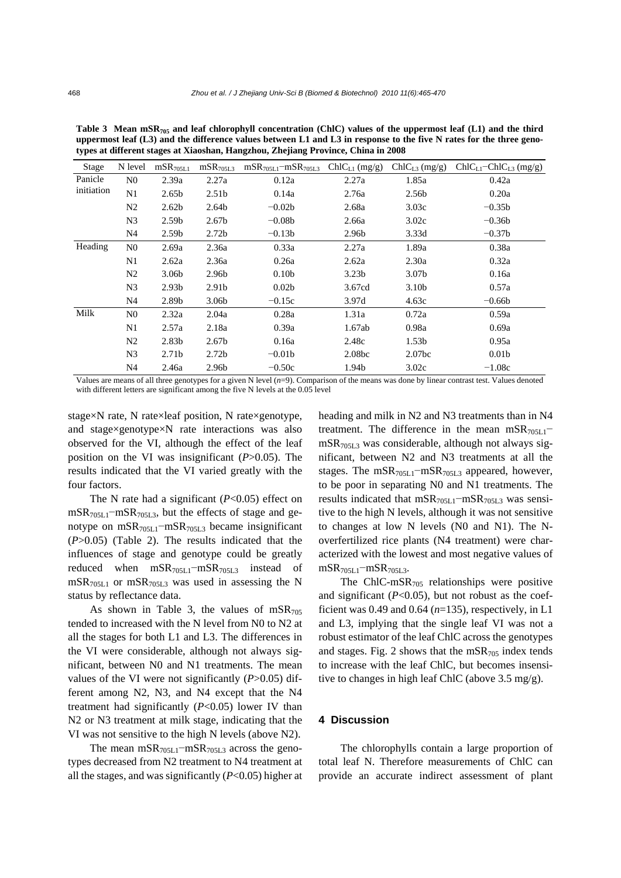**Table 3 Mean $mSR_{705}$ and leaf chlorophyll concentration (ChlC) values of the uppermost leaf (L1) and the third uppermost leaf (L3) and the difference values between L1 and L3 in response to the five N rates for the three genotypes at different stages at Xiaoshan, Hangzhou, Zhejiang Province, China in 2008**

| Stage | N level | $mSR_{705L1}$ | $mSR_{705L3}$ | $mSR_{705L1}-mSR_{705L3}$ | $ChlC_{L1}$ (mg/g) | $ChlC_{L3}$ (mg/g) | $ChlC_{L1}-ChlC_{L3}$ (mg/g) |
|---|---|---|---|---|---|---|---|
| Panicle initiation | N0 | 2.39a | 2.27a | 0.12a | 2.27a | 1.85a | 0.42a |
| | N1 | 2.65b | 2.51b | 0.14a | 2.76a | 2.56b | 0.20a |
| | N2 | 2.62b | 2.64b | −0.02b | 2.68a | 3.03c | −0.35b |
| | N3 | 2.59b | 2.67b | −0.08b | 2.66a | 3.02c | −0.36b |
| | N4 | 2.59b | 2.72b | −0.13b | 2.96b | 3.33d | −0.37b |
| Heading | N0 | 2.69a | 2.36a | 0.33a | 2.27a | 1.89a | 0.38a |
| | N1 | 2.62a | 2.36a | 0.26a | 2.62a | 2.30a | 0.32a |
| | N2 | 3.06b | 2.96b | 0.10b | 3.23b | 3.07b | 0.16a |
| | N3 | 2.93b | 2.91b | 0.02b | 3.67cd | 3.10b | 0.57a |
| | N4 | 2.89b | 3.06b | −0.15c | 3.97d | 4.63c | −0.66b |
| Milk | N0 | 2.32a | 2.04a | 0.28a | 1.31a | 0.72a | 0.59a |
| | N1 | 2.57a | 2.18a | 0.39a | 1.67ab | 0.98a | 0.69a |
| | N2 | 2.83b | 2.67b | 0.16a | 2.48c | 1.53b | 0.95a |
| | N3 | 2.71b | 2.72b | −0.01b | 2.08bc | 2.07bc | 0.01b |
| | N4 | 2.46a | 2.96b | −0.50c | 1.94b | 3.02c | −1.08c |

Values are means of all three genotypes for a given N level ($n$=9). Comparison of the means was done by linear contrast test. Values denoted with different letters are significant among the five N levels at the 0.05 level

stage×N rate, N rate×leaf position, N rate×genotype, and stage×genotype×N rate interactions was also observed for the VI, although the effect of the leaf position on the VI was insignificant ($P$>0.05). The results indicated that the VI varied greatly with the four factors.

The N rate had a significant ($P$<0.05) effect on $mSR_{705L1}-mSR_{705L3}$, but the effects of stage and genotype on $mSR_{705L1}-mSR_{705L3}$ became insignificant ($P$>0.05) (Table 2). The results indicated that the influences of stage and genotype could be greatly reduced when $mSR_{705L1}-mSR_{705L3}$ instead of $mSR_{705L1}$ or $mSR_{705L3}$ was used in assessing the N status by reflectance data.

As shown in Table 3, the values of $mSR_{705}$ tended to increased with the N level from N0 to N2 at all the stages for both L1 and L3. The differences in the VI were considerable, although not always significant, between N0 and N1 treatments. The mean values of the VI were not significantly ($P$>0.05) different among N2, N3, and N4 except that the N4 treatment had significantly ($P$<0.05) lower IV than N2 or N3 treatment at milk stage, indicating that the VI was not sensitive to the high N levels (above N2).

The mean $mSR_{705L1}-mSR_{705L3}$ across the genotypes decreased from N2 treatment to N4 treatment at all the stages, and was significantly ($P$<0.05) higher at heading and milk in N2 and N3 treatments than in N4 treatment. The difference in the mean $mSR_{705L1}-mSR_{705L3}$ was considerable, although not always significant, between N2 and N3 treatments at all the stages. The $mSR_{705L1}-mSR_{705L3}$ appeared, however, to be poor in separating N0 and N1 treatments. The results indicated that $mSR_{705L1}-mSR_{705L3}$ was sensitive to the high N levels, although it was not sensitive to changes at low N levels (N0 and N1). The N-overfertilized rice plants (N4 treatment) were characterized with the lowest and most negative values of $mSR_{705L1}-mSR_{705L3}$.

The ChlC-$mSR_{705}$ relationships were positive and significant ($P$<0.05), but not robust as the coefficient was 0.49 and 0.64 ($n$=135), respectively, in L1 and L3, implying that the single leaf VI was not a robust estimator of the leaf ChlC across the genotypes and stages. Fig. 2 shows that the $mSR_{705}$ index tends to increase with the leaf ChlC, but becomes insensitive to changes in high leaf ChlC (above 3.5 mg/g).

## 4 Discussion

The chlorophylls contain a large proportion of total leaf N. Therefore measurements of ChlC can provide an accurate indirect assessment of plant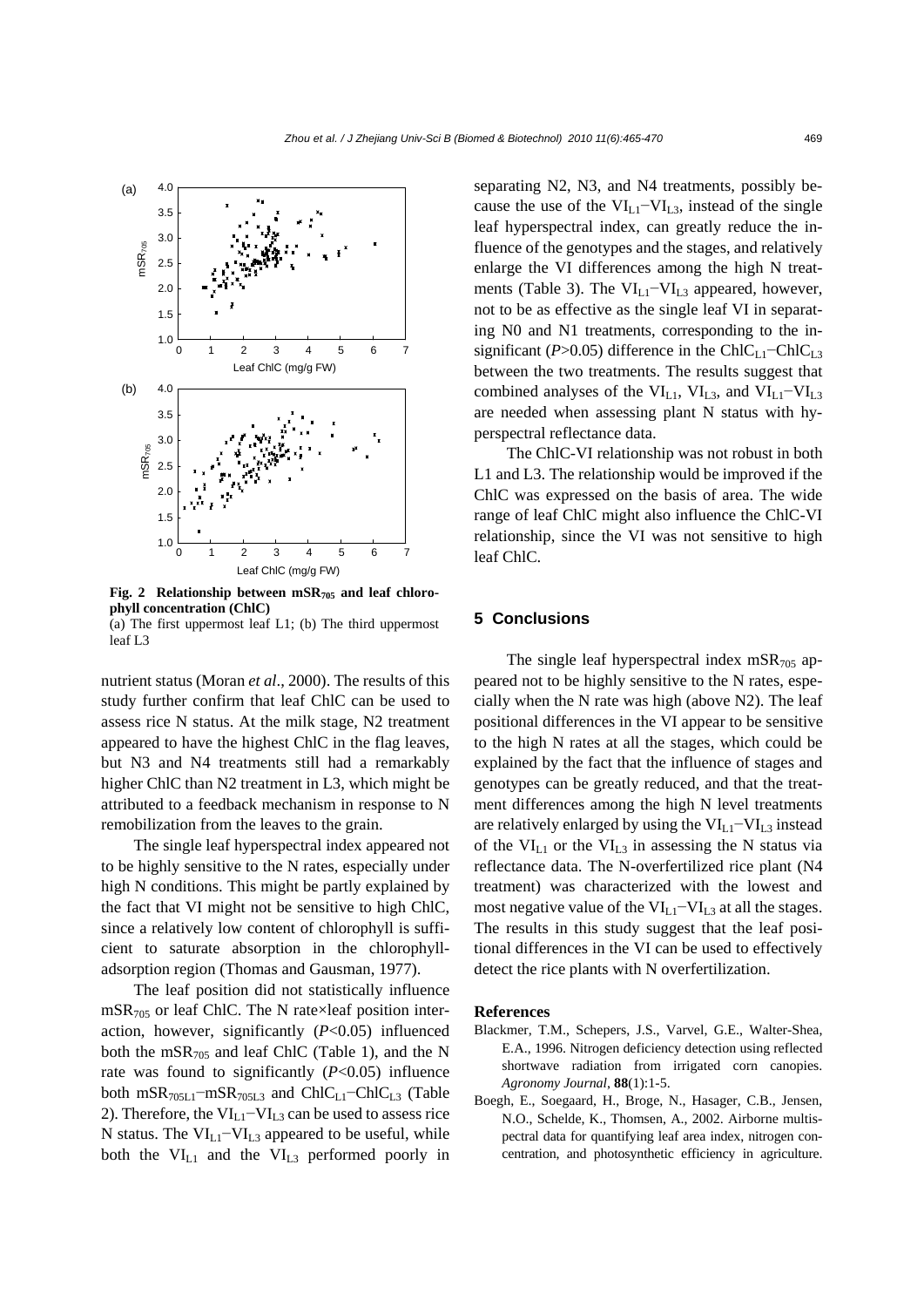Fig. 2 **Relationship between $mSR_{705}$ and leaf chlorophyll concentration (ChlC)**

(a) The first uppermost leaf L1; (b) The third uppermost leaf L3

nutrient status (Moran *et al*., 2000). The results of this study further confirm that leaf ChlC can be used to assess rice N status. At the milk stage, N2 treatment appeared to have the highest ChlC in the flag leaves, but N3 and N4 treatments still had a remarkably higher ChlC than N2 treatment in L3, which might be attributed to a feedback mechanism in response to N remobilization from the leaves to the grain.

The single leaf hyperspectral index appeared not to be highly sensitive to the N rates, especially under high N conditions. This might be partly explained by the fact that VI might not be sensitive to high ChlC, since a relatively low content of chlorophyll is sufficient to saturate absorption in the chlorophyll-adsorption region (Thomas and Gausman, 1977).

The leaf position did not statistically influence $mSR_{705}$ or leaf ChlC. The N rate×leaf position interaction, however, significantly ($P$<0.05) influenced both the $mSR_{705}$ and leaf ChlC (Table 1), and the N rate was found to significantly ($P$<0.05) influence both $mSR_{705L1}-mSR_{705L3}$ and $ChlC_{L1}-ChlC_{L3}$ (Table 2). Therefore, the $VI_{L1}-VI_{L3}$ can be used to assess rice N status. The $VI_{L1}-VI_{L3}$ appeared to be useful, while both the $VI_{L1}$ and the $VI_{L3}$ performed poorly in separating N2, N3, and N4 treatments, possibly because the use of the $VI_{L1}-VI_{L3}$, instead of the single leaf hyperspectral index, can greatly reduce the influence of the genotypes and the stages, and relatively enlarge the VI differences among the high N treatments (Table 3). The $VI_{L1}-VI_{L3}$ appeared, however, not to be as effective as the single leaf VI in separating N0 and N1 treatments, corresponding to the insignificant ($P$>0.05) difference in the $ChlC_{L1}-ChlC_{L3}$ between the two treatments. The results suggest that combined analyses of the $VI_{L1}$, $VI_{L3}$, and $VI_{L1}-VI_{L3}$ are needed when assessing plant N status with hyperspectral reflectance data.

The ChlC-VI relationship was not robust in both L1 and L3. The relationship would be improved if the ChlC was expressed on the basis of area. The wide range of leaf ChlC might also influence the ChlC-VI relationship, since the VI was not sensitive to high leaf ChlC.

## 5 Conclusions

The single leaf hyperspectral index $mSR_{705}$ appeared not to be highly sensitive to the N rates, especially when the N rate was high (above N2). The leaf positional differences in the VI appear to be sensitive to the high N rates at all the stages, which could be explained by the fact that the influence of stages and genotypes can be greatly reduced, and that the treatment differences among the high N level treatments are relatively enlarged by using the $VI_{L1}-VI_{L3}$ instead of the $VI_{L1}$ or the $VI_{L3}$ in assessing the N status via reflectance data. The N-overfertilized rice plant (N4 treatment) was characterized with the lowest and most negative value of the $VI_{L1}-VI_{L3}$ at all the stages. The results in this study suggest that the leaf positional differences in the VI can be used to effectively detect the rice plants with N overfertilization.

### References

Blackmer, T.M., Schepers, J.S., Varvel, G.E., Walter-Shea, E.A., 1996. Nitrogen deficiency detection using reflected shortwave radiation from irrigated corn canopies. *Agronomy Journal*, **88**(1):1-5.

Boegh, E., Soegaard, H., Broge, N., Hasager, C.B., Jensen, N.O., Schelde, K., Thomsen, A., 2002. Airborne multispectral data for quantifying leaf area index, nitrogen concentration, and photosynthetic efficiency in agriculture.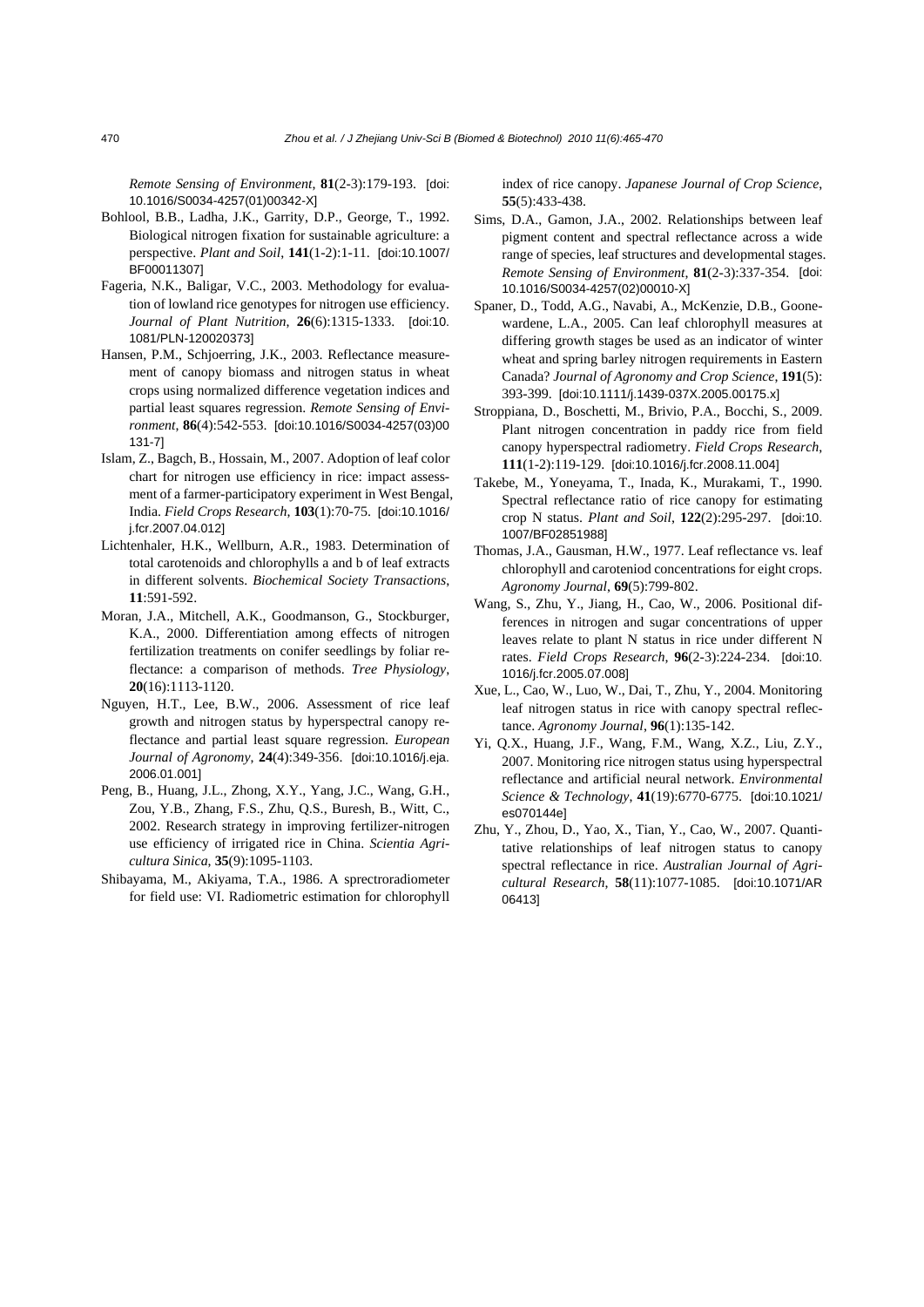*Remote Sensing of Environment*, **81**(2-3):179-193. [doi:10.1016/S0034-4257(01)00342-X]

Bohlool, B.B., Ladha, J.K., Garrity, D.P., George, T., 1992. Biological nitrogen fixation for sustainable agriculture: a perspective. *Plant and Soil*, **141**(1-2):1-11. [doi:10.1007/BF00011307]

Fageria, N.K., Baligar, V.C., 2003. Methodology for evaluation of lowland rice genotypes for nitrogen use efficiency. *Journal of Plant Nutrition*, **26**(6):1315-1333. [doi:10.1081/PLN-120020373]

Hansen, P.M., Schjoerring, J.K., 2003. Reflectance measurement of canopy biomass and nitrogen status in wheat crops using normalized difference vegetation indices and partial least squares regression. *Remote Sensing of Environment*, **86**(4):542-553. [doi:10.1016/S0034-4257(03)00131-7]

Islam, Z., Bagch, B., Hossain, M., 2007. Adoption of leaf color chart for nitrogen use efficiency in rice: impact assessment of a farmer-participatory experiment in West Bengal, India. *Field Crops Research*, **103**(1):70-75. [doi:10.1016/j.fcr.2007.04.012]

Lichtenhaler, H.K., Wellburn, A.R., 1983. Determination of total carotenoids and chlorophylls a and b of leaf extracts in different solvents. *Biochemical Society Transactions*, **11**:591-592.

Moran, J.A., Mitchell, A.K., Goodmanson, G., Stockburger, K.A., 2000. Differentiation among effects of nitrogen fertilization treatments on conifer seedlings by foliar reflectance: a comparison of methods. *Tree Physiology*, **20**(16):1113-1120.

Nguyen, H.T., Lee, B.W., 2006. Assessment of rice leaf growth and nitrogen status by hyperspectral canopy reflectance and partial least square regression. *European Journal of Agronomy*, **24**(4):349-356. [doi:10.1016/j.eja.2006.01.001]

Peng, B., Huang, J.L., Zhong, X.Y., Yang, J.C., Wang, G.H., Zou, Y.B., Zhang, F.S., Zhu, Q.S., Buresh, B., Witt, C., 2002. Research strategy in improving fertilizer-nitrogen use efficiency of irrigated rice in China. *Scientia Agricultura Sinica*, **35**(9):1095-1103.

Shibayama, M., Akiyama, T.A., 1986. A sprectroradiometer for field use: VI. Radiometric estimation for chlorophyll index of rice canopy. *Japanese Journal of Crop Science*, **55**(5):433-438.

Sims, D.A., Gamon, J.A., 2002. Relationships between leaf pigment content and spectral reflectance across a wide range of species, leaf structures and developmental stages. *Remote Sensing of Environment*, **81**(2-3):337-354. [doi:10.1016/S0034-4257(02)00010-X]

Spaner, D., Todd, A.G., Navabi, A., McKenzie, D.B., Goonewardene, L.A., 2005. Can leaf chlorophyll measures at differing growth stages be used as an indicator of winter wheat and spring barley nitrogen requirements in Eastern Canada? *Journal of Agronomy and Crop Science*, **191**(5):393-399. [doi:10.1111/j.1439-037X.2005.00175.x]

Stroppiana, D., Boschetti, M., Brivio, P.A., Bocchi, S., 2009. Plant nitrogen concentration in paddy rice from field canopy hyperspectral radiometry. *Field Crops Research*, **111**(1-2):119-129. [doi:10.1016/j.fcr.2008.11.004]

Takebe, M., Yoneyama, T., Inada, K., Murakami, T., 1990. Spectral reflectance ratio of rice canopy for estimating crop N status. *Plant and Soil*, **122**(2):295-297. [doi:10.1007/BF02851988]

Thomas, J.A., Gausman, H.W., 1977. Leaf reflectance vs. leaf chlorophyll and caroteniod concentrations for eight crops. *Agronomy Journal*, **69**(5):799-802.

Wang, S., Zhu, Y., Jiang, H., Cao, W., 2006. Positional differences in nitrogen and sugar concentrations of upper leaves relate to plant N status in rice under different N rates. *Field Crops Research*, **96**(2-3):224-234. [doi:10.1016/j.fcr.2005.07.008]

Xue, L., Cao, W., Luo, W., Dai, T., Zhu, Y., 2004. Monitoring leaf nitrogen status in rice with canopy spectral reflectance. *Agronomy Journal*, **96**(1):135-142.

Yi, Q.X., Huang, J.F., Wang, F.M., Wang, X.Z., Liu, Z.Y., 2007. Monitoring rice nitrogen status using hyperspectral reflectance and artificial neural network. *Environmental Science & Technology*, **41**(19):6770-6775. [doi:10.1021/es070144e]

Zhu, Y., Zhou, D., Yao, X., Tian, Y., Cao, W., 2007. Quantitative relationships of leaf nitrogen status to canopy spectral reflectance in rice. *Australian Journal of Agricultural Research*, **58**(11):1077-1085. [doi:10.1071/AR06413]